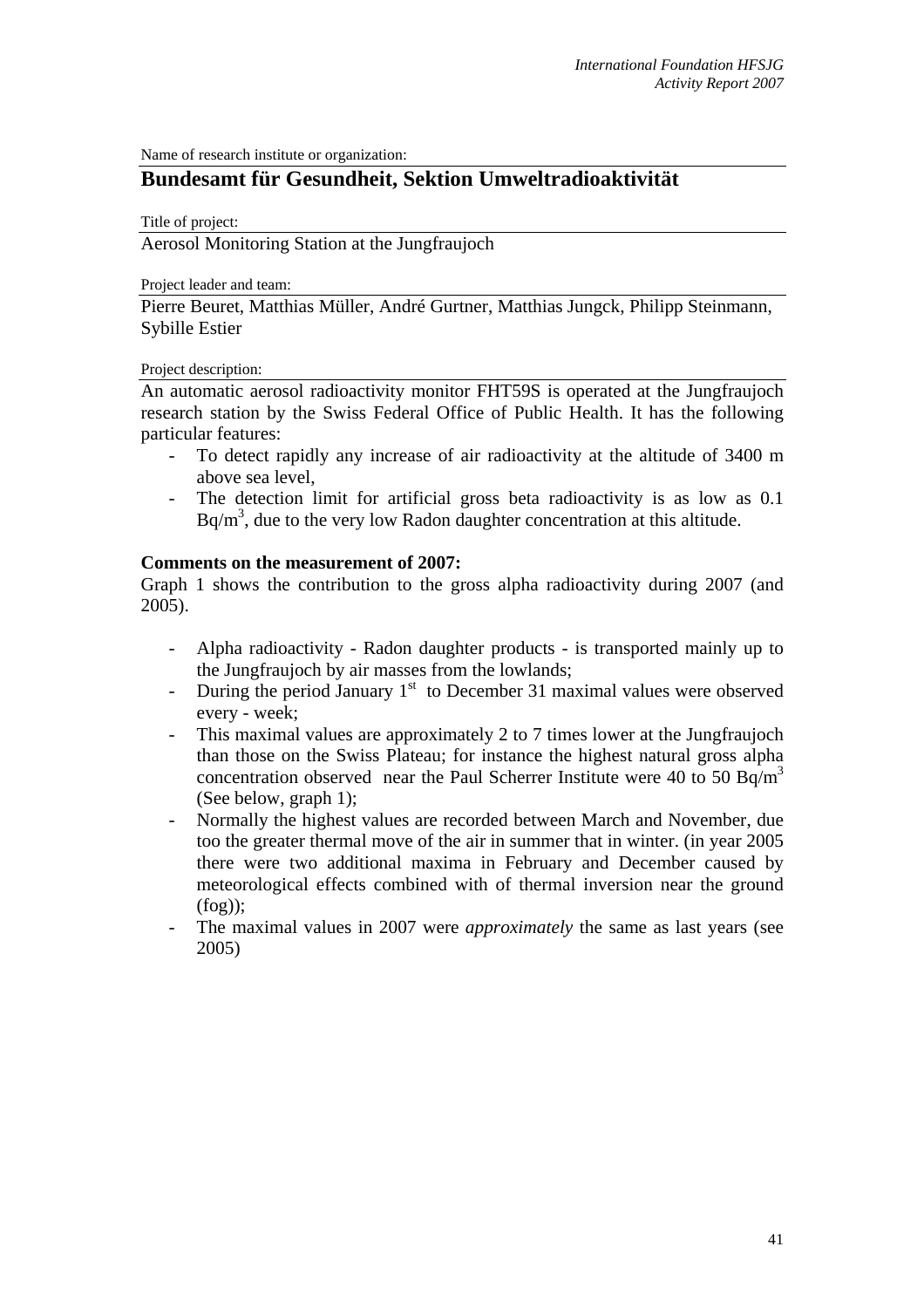Name of research institute or organization:

## Bundesamt für Gesundheit, Sektion Umweltradioaktivität

Title of project:

Aerosol Monitoring Station at the Jungfraujoch

Project leader and team:

Pierre Beuret, Matthias Müller, André Gurtner, Matthias Jungck, Philipp Steinmann, Sybille Estier

Project description:

An automatic aerosol radioactivity monitor FHT59S is operated at the Jungfraujoch research station by the Swiss Federal Office of Public Health. It has the following particular features:

- To detect rapidly any increase of air radioactivity at the altitude of 3400 m above sea level,
- The detection limit for artificial gross beta radioactivity is as low as 0.1 $Bq/m^3$, due to the very low Radon daughter concentration at this altitude.

**Comments on the measurement of 2007:**

Graph 1 shows the contribution to the gross alpha radioactivity during 2007 (and 2005).

- Alpha radioactivity - Radon daughter products - is transported mainly up to the Jungfraujoch by air masses from the lowlands;
- During the period January 1st to December 31 maximal values were observed every - week;
- This maximal values are approximately 2 to 7 times lower at the Jungfraujoch than those on the Swiss Plateau; for instance the highest natural gross alpha concentration observed near the Paul Scherrer Institute were 40 to 50 $Bq/m^3$ (See below, graph 1);
- Normally the highest values are recorded between March and November, due too the greater thermal move of the air in summer that in winter. (in year 2005 there were two additional maxima in February and December caused by meteorological effects combined with of thermal inversion near the ground (fog));
- The maximal values in 2007 were *approximately* the same as last years (see 2005)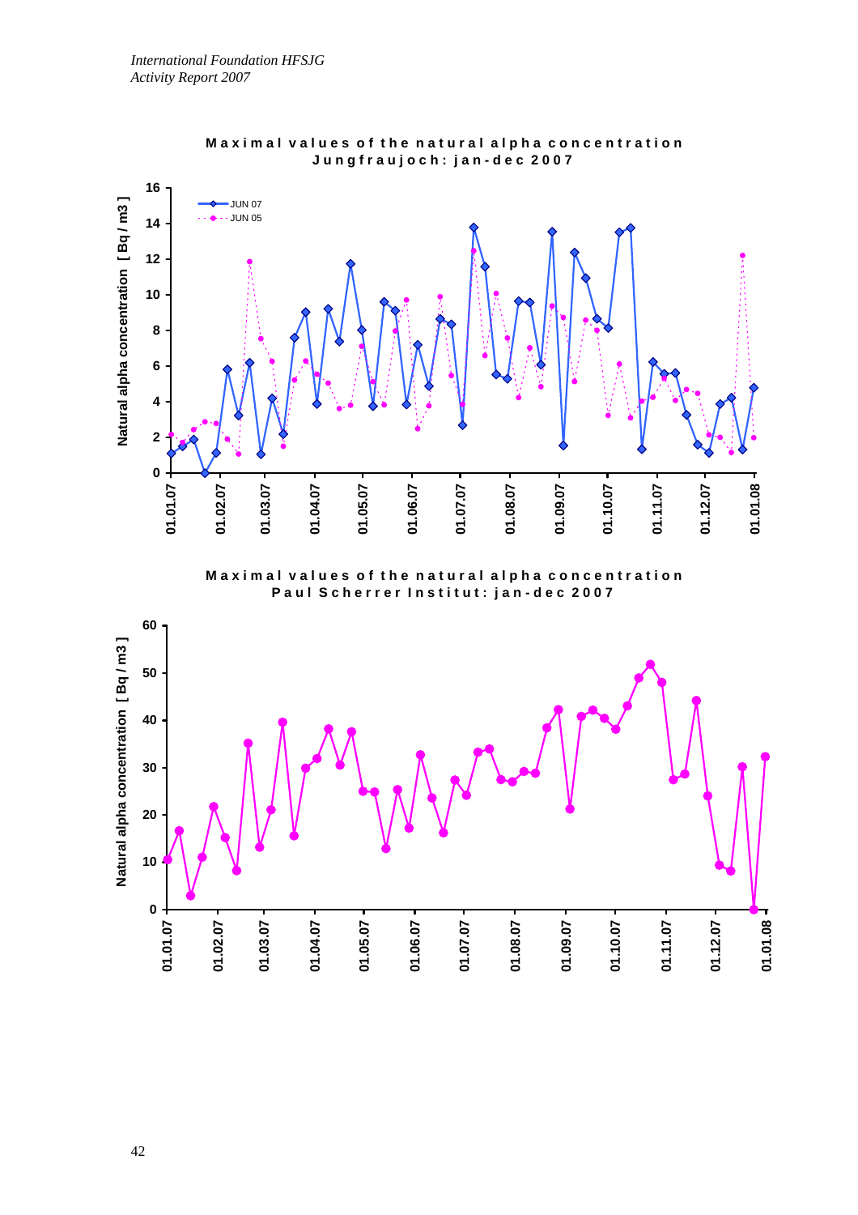**Maximal values of the natural alpha concentration**
**Jungfraujoch: jan-dec 2007**

**Maximal values of the natural alpha concentration**
**Paul Scherrer Institut: jan-dec 2007**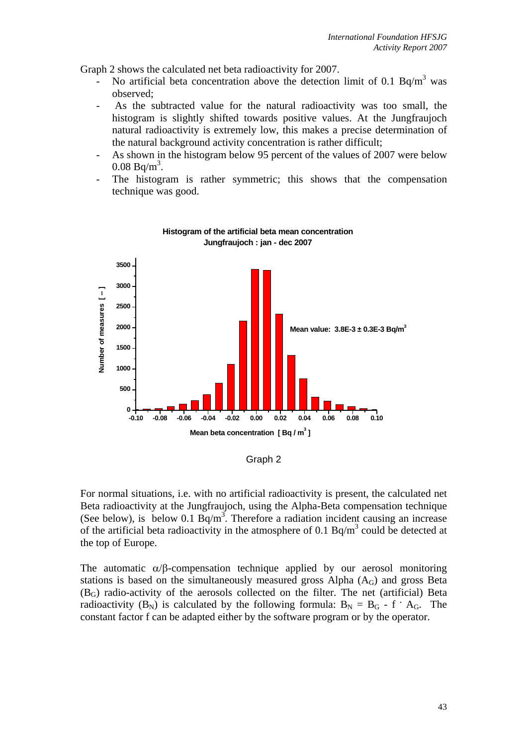Graph 2 shows the calculated net beta radioactivity for 2007.

- No artificial beta concentration above the detection limit of 0.1 $Bq/m^3$ was observed;
- As the subtracted value for the natural radioactivity was too small, the histogram is slightly shifted towards positive values. At the Jungfraujoch natural radioactivity is extremely low, this makes a precise determination of the natural background activity concentration is rather difficult;
- As shown in the histogram below 95 percent of the values of 2007 were below 0.08 $Bq/m^3$.
- The histogram is rather symmetric; this shows that the compensation technique was good.

**Histogram of the artificial beta mean concentration**
**Jungfraujoch : jan - dec 2007**

Mean value: 3.8E-3 ± 0.3E-3 $Bq/m^3$

Graph 2

For normal situations, i.e. with no artificial radioactivity is present, the calculated net Beta radioactivity at the Jungfraujoch, using the Alpha-Beta compensation technique (See below), is below 0.1 $Bq/m^3$. Therefore a radiation incident causing an increase of the artificial beta radioactivity in the atmosphere of 0.1 $Bq/m^3$ could be detected at the top of Europe.

The automatic $\alpha/\beta$-compensation technique applied by our aerosol monitoring stations is based on the simultaneously measured gross Alpha ($A_G$) and gross Beta ($B_G$) radio-activity of the aerosols collected on the filter. The net (artificial) Beta radioactivity ($B_N$) is calculated by the following formula: $B_N = B_G - f \cdot A_G$. The constant factor f can be adapted either by the software program or by the operator.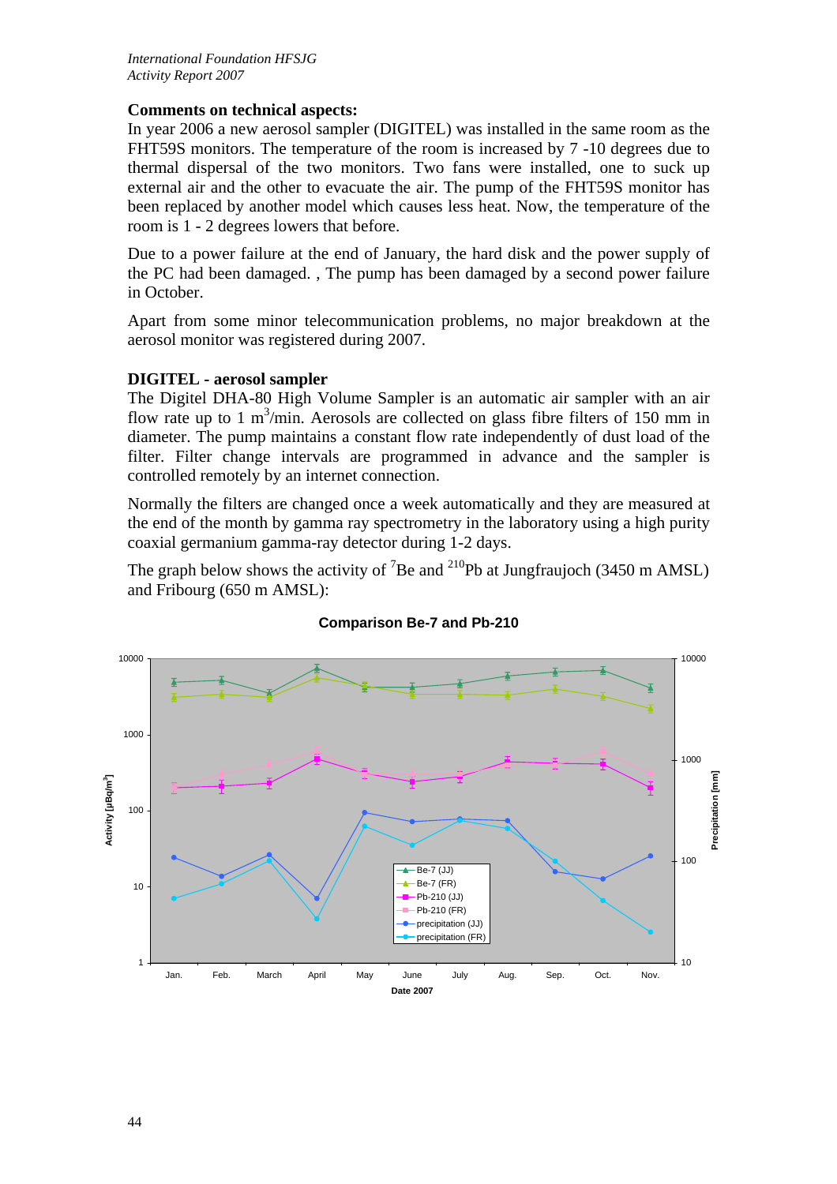**Comments on technical aspects:**

In year 2006 a new aerosol sampler (DIGITEL) was installed in the same room as the FHT59S monitors. The temperature of the room is increased by 7 -10 degrees due to thermal dispersal of the two monitors. Two fans were installed, one to suck up external air and the other to evacuate the air. The pump of the FHT59S monitor has been replaced by another model which causes less heat. Now, the temperature of the room is 1 - 2 degrees lowers that before.

Due to a power failure at the end of January, the hard disk and the power supply of the PC had been damaged. , The pump has been damaged by a second power failure in October.

Apart from some minor telecommunication problems, no major breakdown at the aerosol monitor was registered during 2007.

**DIGITEL - aerosol sampler**

The Digitel DHA-80 High Volume Sampler is an automatic air sampler with an air flow rate up to 1 $m^3$/min. Aerosols are collected on glass fibre filters of 150 mm in diameter. The pump maintains a constant flow rate independently of dust load of the filter. Filter change intervals are programmed in advance and the sampler is controlled remotely by an internet connection.

Normally the filters are changed once a week automatically and they are measured at the end of the month by gamma ray spectrometry in the laboratory using a high purity coaxial germanium gamma-ray detector during 1-2 days.

The graph below shows the activity of $^{7}$Be and $^{210}$Pb at Jungfraujoch (3450 m AMSL) and Fribourg (650 m AMSL):

**Comparison Be-7 and Pb-210**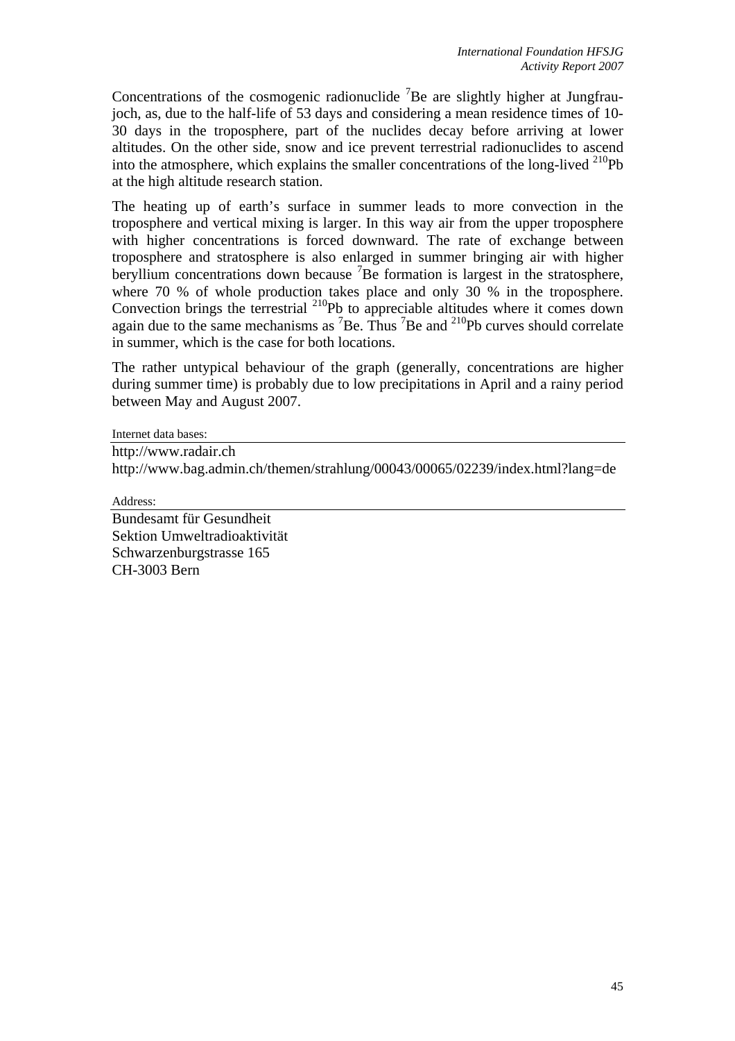Concentrations of the cosmogenic radionuclide $^{7}$Be are slightly higher at Jungfraujoch, as, due to the half-life of 53 days and considering a mean residence times of 10-30 days in the troposphere, part of the nuclides decay before arriving at lower altitudes. On the other side, snow and ice prevent terrestrial radionuclides to ascend into the atmosphere, which explains the smaller concentrations of the long-lived $^{210}$Pb at the high altitude research station.

The heating up of earth's surface in summer leads to more convection in the troposphere and vertical mixing is larger. In this way air from the upper troposphere with higher concentrations is forced downward. The rate of exchange between troposphere and stratosphere is also enlarged in summer bringing air with higher beryllium concentrations down because $^{7}$Be formation is largest in the stratosphere, where 70 % of whole production takes place and only 30 % in the troposphere. Convection brings the terrestrial $^{210}$Pb to appreciable altitudes where it comes down again due to the same mechanisms as $^{7}$Be. Thus $^{7}$Be and $^{210}$Pb curves should correlate in summer, which is the case for both locations.

The rather untypical behaviour of the graph (generally, concentrations are higher during summer time) is probably due to low precipitations in April and a rainy period between May and August 2007.

Internet data bases:

http://www.radair.ch
http://www.bag.admin.ch/themen/strahlung/00043/00065/02239/index.html?lang=de

Address:

Bundesamt für Gesundheit
Sektion Umweltradioaktivität
Schwarzenburgstrasse 165
CH-3003 Bern